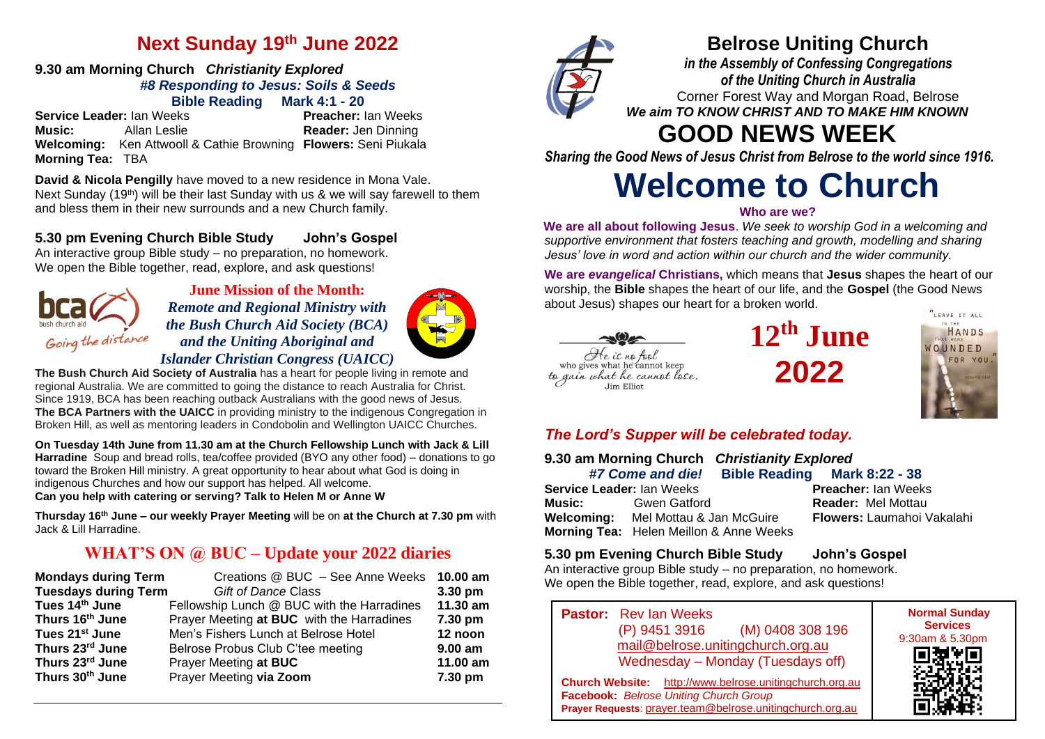# Next Sunday 19th June 2022

**9.30 am Morning Church** ***Christianity Explored***

***#8 Responding to Jesus: Soils & Seeds***

**Bible Reading Mark 4:1 - 20**

**Service Leader:** Ian Weeks **Preacher:** Ian Weeks
**Music:** Allan Leslie **Reader:** Jen Dinning
**Welcoming:** Ken Attwooll & Cathie Browning **Flowers:** Seni Piukala
**Morning Tea:** TBA

**David & Nicola Pengilly** have moved to a new residence in Mona Vale. Next Sunday (19th) will be their last Sunday with us & we will say farewell to them and bless them in their new surrounds and a new Church family.

**5.30 pm Evening Church Bible Study John's Gospel**

An interactive group Bible study – no preparation, no homework. We open the Bible together, read, explore, and ask questions!

bca bush church aid — *Going the distance*

**June Mission of the Month:**
***Remote and Regional Ministry with the Bush Church Aid Society (BCA) and the Uniting Aboriginal and Islander Christian Congress (UAICC)***

**The Bush Church Aid Society of Australia** has a heart for people living in remote and regional Australia. We are committed to going the distance to reach Australia for Christ. Since 1919, BCA has been reaching outback Australians with the good news of Jesus. **The BCA Partners with the UAICC** in providing ministry to the indigenous Congregation in Broken Hill, as well as mentoring leaders in Condobolin and Wellington UAICC Churches.

**On Tuesday 14th June from 11.30 am at the Church Fellowship Lunch with Jack & Lill Harradine** Soup and bread rolls, tea/coffee provided (BYO any other food) – donations to go toward the Broken Hill ministry. A great opportunity to hear about what God is doing in indigenous Churches and how our support has helped. All welcome.
**Can you help with catering or serving? Talk to Helen M or Anne W**

**Thursday 16th June – our weekly Prayer Meeting** will be on **at the Church at 7.30 pm** with Jack & Lill Harradine.

## WHAT'S ON @ BUC – Update your 2022 diaries

| | | |
|---|---|---|
| **Mondays during Term** | Creations @ BUC – See Anne Weeks | **10.00 am** |
| **Tuesdays during Term** | *Gift of Dance* Class | **3.30 pm** |
| **Tues 14th June** | Fellowship Lunch @ BUC with the Harradines | **11.30 am** |
| **Thurs 16th June** | Prayer Meeting **at BUC** with the Harradines | **7.30 pm** |
| **Tues 21st June** | Men's Fishers Lunch at Belrose Hotel | **12 noon** |
| **Thurs 23rd June** | Belrose Probus Club C'tee meeting | **9.00 am** |
| **Thurs 23rd June** | Prayer Meeting **at BUC** | **11.00 am** |
| **Thurs 30th June** | Prayer Meeting **via Zoom** | **7.30 pm** |

# Belrose Uniting Church

***in the Assembly of Confessing Congregations of the Uniting Church in Australia***

Corner Forest Way and Morgan Road, Belrose

***We aim TO KNOW CHRIST AND TO MAKE HIM KNOWN***

# GOOD NEWS WEEK

***Sharing the Good News of Jesus Christ from Belrose to the world since 1916.***

# Welcome to Church

**Who are we?**

**We are all about following Jesus**. *We seek to worship God in a welcoming and supportive environment that fosters teaching and growth, modelling and sharing Jesus' love in word and action within our church and the wider community.*

**We are *evangelical* Christians,** which means that **Jesus** shapes the heart of our worship, the **Bible** shapes the heart of our life, and the **Gospel** (the Good News about Jesus) shapes our heart for a broken world.

*He is no fool who gives what he cannot keep to gain what he cannot lose.* Jim Elliot

**12th June 2022**

"LEAVE IT ALL IN THE HANDS THAT WERE WOUNDED FOR YOU."

***The Lord's Supper will be celebrated today.***

**9.30 am Morning Church** ***Christianity Explored***

***#7 Come and die!*** **Bible Reading Mark 8:22 - 38**

**Service Leader:** Ian Weeks **Preacher:** Ian Weeks
**Music:** Gwen Gatford **Reader:** Mel Mottau
**Welcoming:** Mel Mottau & Jan McGuire **Flowers:** Laumahoi Vakalahi
**Morning Tea:** Helen Meillon & Anne Weeks

**5.30 pm Evening Church Bible Study John's Gospel**

An interactive group Bible study – no preparation, no homework. We open the Bible together, read, explore, and ask questions!

**Pastor:** Rev Ian Weeks
(P) 9451 3916 (M) 0408 308 196
mail@belrose.unitingchurch.org.au
Wednesday – Monday (Tuesdays off)

**Church Website:** http://www.belrose.unitingchurch.org.au
**Facebook:** *Belrose Uniting Church Group*
**Prayer Requests**: prayer.team@belrose.unitingchurch.org.au

**Normal Sunday Services**
9:30am & 5.30pm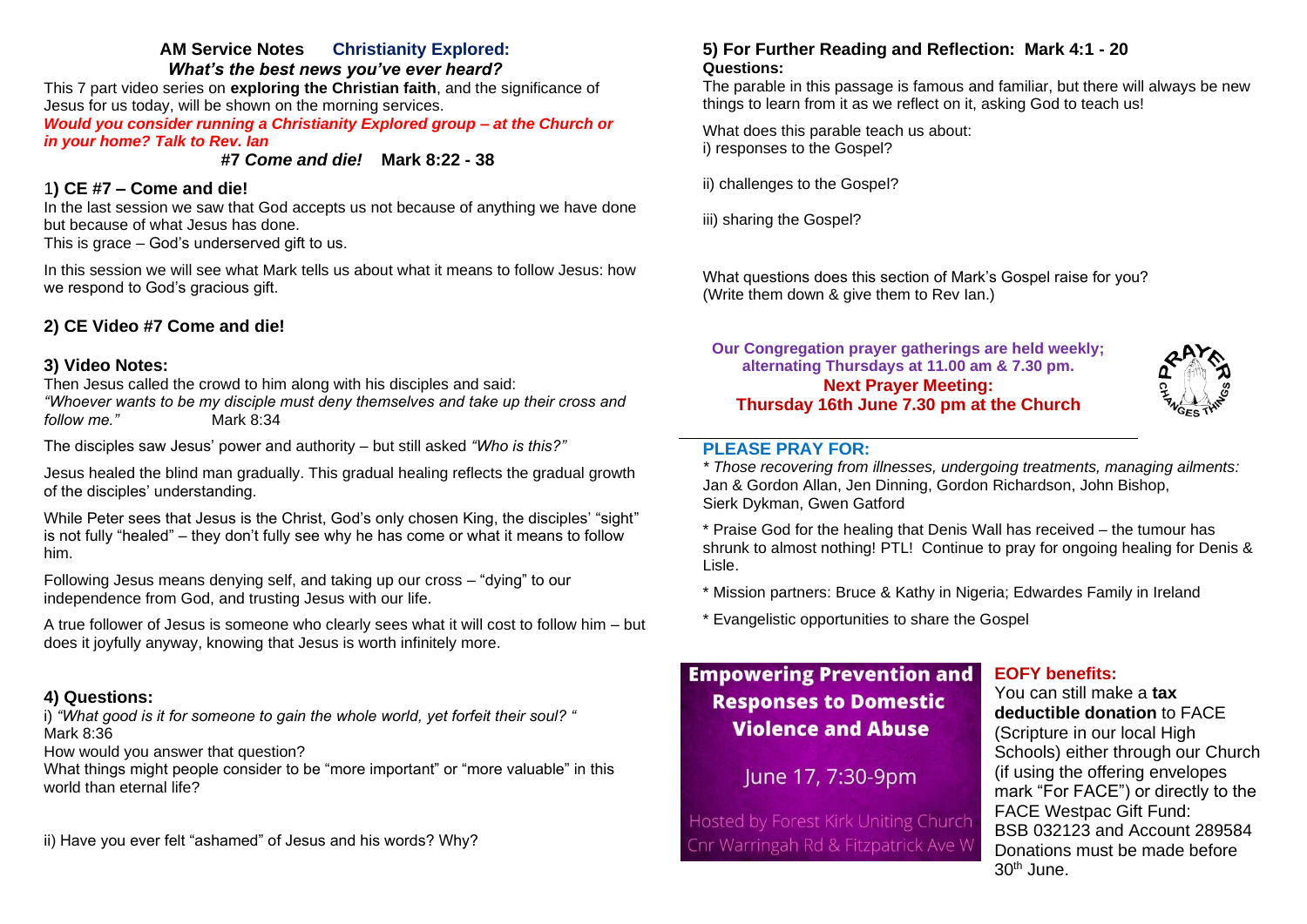## AM Service Notes **Christianity Explored:**

***What's the best news you've ever heard?***

This 7 part video series on **exploring the Christian faith**, and the significance of Jesus for us today, will be shown on the morning services.

***Would you consider running a Christianity Explored group – at the Church or in your home? Talk to Rev. Ian***

**#7 *Come and die!* Mark 8:22 - 38**

### 1) CE #7 – Come and die!

In the last session we saw that God accepts us not because of anything we have done but because of what Jesus has done.
This is grace – God's underserved gift to us.

In this session we will see what Mark tells us about what it means to follow Jesus: how we respond to God's gracious gift.

### 2) CE Video #7 Come and die!

### 3) Video Notes:

Then Jesus called the crowd to him along with his disciples and said:
*"Whoever wants to be my disciple must deny themselves and take up their cross and follow me."* Mark 8:34

The disciples saw Jesus' power and authority – but still asked *"Who is this?"*

Jesus healed the blind man gradually. This gradual healing reflects the gradual growth of the disciples' understanding.

While Peter sees that Jesus is the Christ, God's only chosen King, the disciples' "sight" is not fully "healed" – they don't fully see why he has come or what it means to follow him.

Following Jesus means denying self, and taking up our cross – "dying" to our independence from God, and trusting Jesus with our life.

A true follower of Jesus is someone who clearly sees what it will cost to follow him – but does it joyfully anyway, knowing that Jesus is worth infinitely more.

### 4) Questions:

i) *"What good is it for someone to gain the whole world, yet forfeit their soul? "* Mark 8:36
How would you answer that question?
What things might people consider to be "more important" or "more valuable" in this world than eternal life?

ii) Have you ever felt "ashamed" of Jesus and his words? Why?

### 5) For Further Reading and Reflection: Mark 4:1 - 20

**Questions:**

The parable in this passage is famous and familiar, but there will always be new things to learn from it as we reflect on it, asking God to teach us!

What does this parable teach us about:
i) responses to the Gospel?

ii) challenges to the Gospel?

iii) sharing the Gospel?

What questions does this section of Mark's Gospel raise for you?
(Write them down & give them to Rev Ian.)

**Our Congregation prayer gatherings are held weekly; alternating Thursdays at 11.00 am & 7.30 pm.**
**Next Prayer Meeting:**
**Thursday 16th June 7.30 pm at the Church**

PRAYER CHANGES THINGS

### PLEASE PRAY FOR:

* *Those recovering from illnesses, undergoing treatments, managing ailments:* Jan & Gordon Allan, Jen Dinning, Gordon Richardson, John Bishop, Sierk Dykman, Gwen Gatford

* Praise God for the healing that Denis Wall has received – the tumour has shrunk to almost nothing! PTL! Continue to pray for ongoing healing for Denis & Lisle.

* Mission partners: Bruce & Kathy in Nigeria; Edwardes Family in Ireland

* Evangelistic opportunities to share the Gospel

**Empowering Prevention and Responses to Domestic Violence and Abuse**

June 17, 7:30-9pm

Hosted by Forest Kirk Uniting Church
Cnr Warringah Rd & Fitzpatrick Ave W

**EOFY benefits:**
You can still make a **tax deductible donation** to FACE (Scripture in our local High Schools) either through our Church (if using the offering envelopes mark "For FACE") or directly to the FACE Westpac Gift Fund:
BSB 032123 and Account 289584
Donations must be made before 30th June.